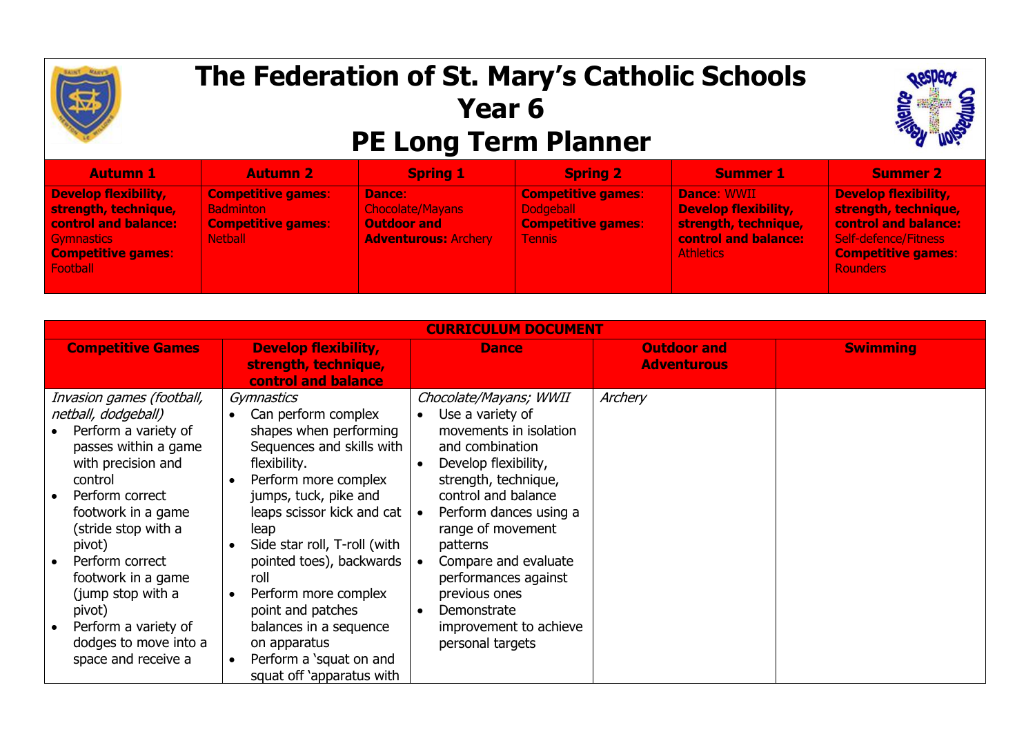# The Federation of St. Mary's Catholic Schools
# Year 6
# PE Long Term Planner

| Autumn 1 | Autumn 2 | Spring 1 | Spring 2 | Summer 1 | Summer 2 |
|---|---|---|---|---|---|
| **Develop flexibility, strength, technique, control and balance:** Gymnastics<br>**Competitive games**: Football | **Competitive games**: Badminton<br>**Competitive games**: Netball | **Dance**: Chocolate/Mayans<br>**Outdoor and Adventurous:** Archery | **Competitive games**: Dodgeball<br>**Competitive games**: Tennis | **Dance**: WWII<br>**Develop flexibility, strength, technique, control and balance:** Athletics | **Develop flexibility, strength, technique, control and balance:** Self-defence/Fitness<br>**Competitive games**: Rounders |

| CURRICULUM DOCUMENT | | | | |
|---|---|---|---|---|
| **Competitive Games** | **Develop flexibility, strength, technique, control and balance** | **Dance** | **Outdoor and Adventurous** | **Swimming** |
| *Invasion games (football, netball, dodgeball)*<br>• Perform a variety of passes within a game with precision and control<br>• Perform correct footwork in a game (stride stop with a pivot)<br>• Perform correct footwork in a game (jump stop with a pivot)<br>• Perform a variety of dodges to move into a space and receive a | *Gymnastics*<br>• Can perform complex shapes when performing Sequences and skills with flexibility.<br>• Perform more complex jumps, tuck, pike and leaps scissor kick and cat leap<br>• Side star roll, T-roll (with pointed toes), backwards roll<br>• Perform more complex point and patches balances in a sequence on apparatus<br>• Perform a 'squat on and squat off 'apparatus with | *Chocolate/Mayans; WWII*<br>• Use a variety of movements in isolation and combination<br>• Develop flexibility, strength, technique, control and balance<br>• Perform dances using a range of movement patterns<br>• Compare and evaluate performances against previous ones<br>• Demonstrate improvement to achieve personal targets | *Archery* | |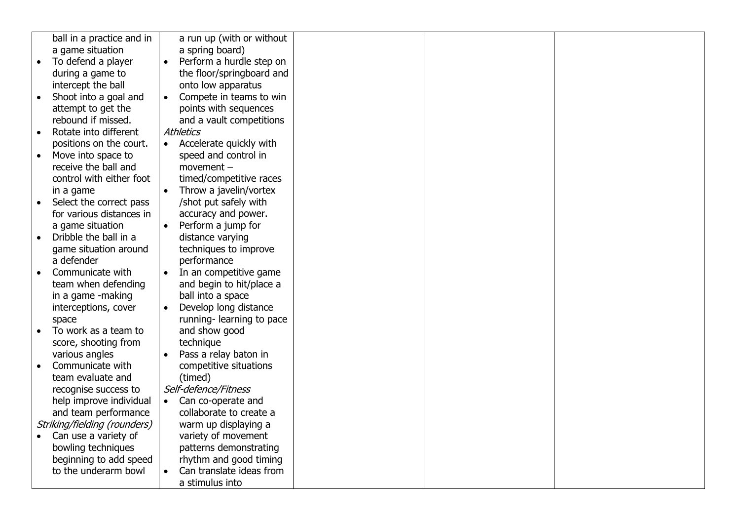| | | | | |
|---|---|---|---|---|
| ball in a practice and in a game situation<br>• To defend a player during a game to intercept the ball<br>• Shoot into a goal and attempt to get the rebound if missed.<br>• Rotate into different positions on the court.<br>• Move into space to receive the ball and control with either foot in a game<br>• Select the correct pass for various distances in a game situation<br>• Dribble the ball in a game situation around a defender<br>• Communicate with team when defending in a game -making interceptions, cover space<br>• To work as a team to score, shooting from various angles<br>• Communicate with team evaluate and recognise success to help improve individual and team performance<br>*Striking/fielding (rounders)*<br>• Can use a variety of bowling techniques beginning to add speed to the underarm bowl | a run up (with or without a spring board)<br>• Perform a hurdle step on the floor/springboard and onto low apparatus<br>• Compete in teams to win points with sequences and a vault competitions<br>*Athletics*<br>• Accelerate quickly with speed and control in movement – timed/competitive races<br>• Throw a javelin/vortex /shot put safely with accuracy and power.<br>• Perform a jump for distance varying techniques to improve performance<br>• In an competitive game and begin to hit/place a ball into a space<br>• Develop long distance running- learning to pace and show good technique<br>• Pass a relay baton in competitive situations (timed)<br>*Self-defence/Fitness*<br>• Can co-operate and collaborate to create a warm up displaying a variety of movement patterns demonstrating rhythm and good timing<br>• Can translate ideas from a stimulus into | | | |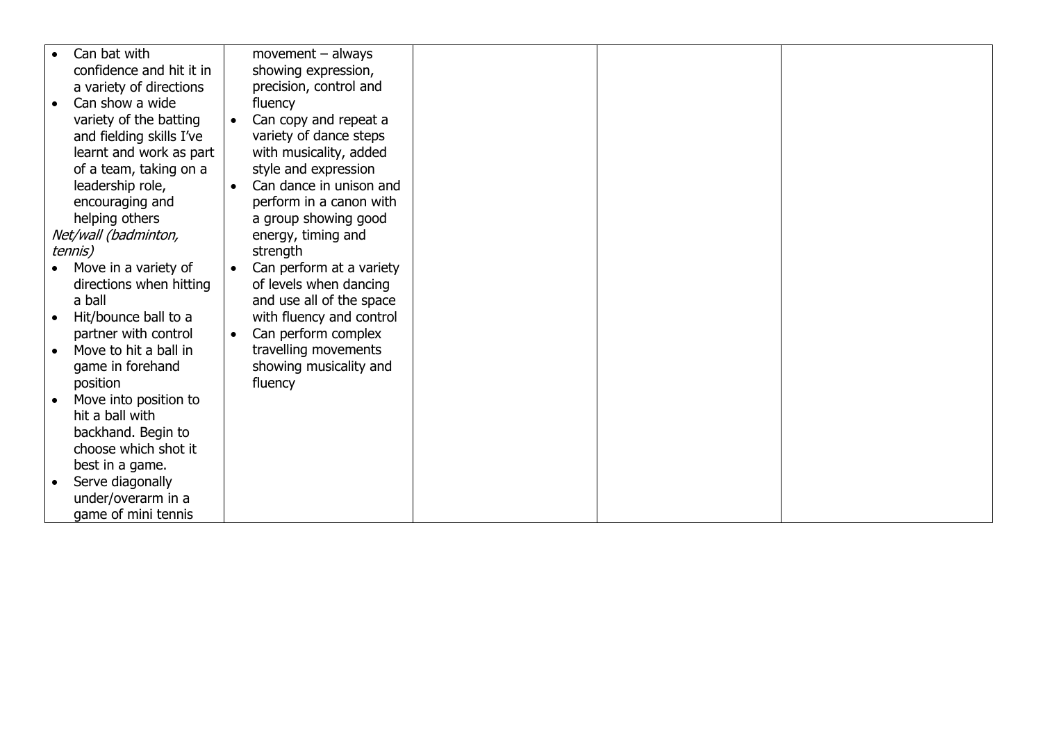| | | | | |
|---|---|---|---|---|
| • Can bat with confidence and hit it in a variety of directions<br>• Can show a wide variety of the batting and fielding skills I've learnt and work as part of a team, taking on a leadership role, encouraging and helping others<br>*Net/wall (badminton, tennis)*<br>• Move in a variety of directions when hitting a ball<br>• Hit/bounce ball to a partner with control<br>• Move to hit a ball in game in forehand position<br>• Move into position to hit a ball with backhand. Begin to choose which shot it best in a game.<br>• Serve diagonally under/overarm in a game of mini tennis | movement – always showing expression, precision, control and fluency<br>• Can copy and repeat a variety of dance steps with musicality, added style and expression<br>• Can dance in unison and perform in a canon with a group showing good energy, timing and strength<br>• Can perform at a variety of levels when dancing and use all of the space with fluency and control<br>• Can perform complex travelling movements showing musicality and fluency | | | |